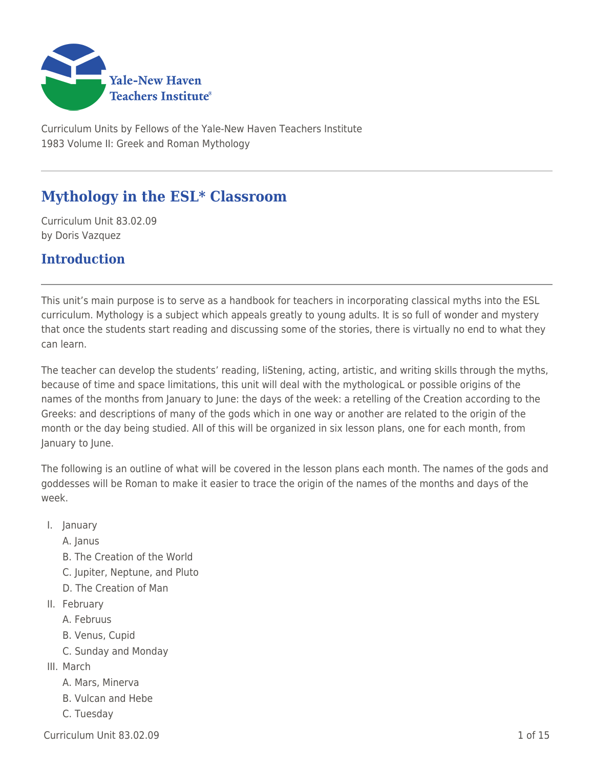Curriculum Units by Fellows of the Yale-New Haven Teachers Institute
1983 Volume II: Greek and Roman Mythology

# Mythology in the ESL* Classroom

Curriculum Unit 83.02.09
by Doris Vazquez

## Introduction

This unit's main purpose is to serve as a handbook for teachers in incorporating classical myths into the ESL curriculum. Mythology is a subject which appeals greatly to young adults. It is so full of wonder and mystery that once the students start reading and discussing some of the stories, there is virtually no end to what they can learn.

The teacher can develop the students' reading, liStening, acting, artistic, and writing skills through the myths, because of time and space limitations, this unit will deal with the mythologicaL or possible origins of the names of the months from January to June: the days of the week: a retelling of the Creation according to the Greeks: and descriptions of many of the gods which in one way or another are related to the origin of the month or the day being studied. All of this will be organized in six lesson plans, one for each month, from January to June.

The following is an outline of what will be covered in the lesson plans each month. The names of the gods and goddesses will be Roman to make it easier to trace the origin of the names of the months and days of the week.

I. January
   A. Janus
   B. The Creation of the World
   C. Jupiter, Neptune, and Pluto
   D. The Creation of Man
II. February
   A. Februus
   B. Venus, Cupid
   C. Sunday and Monday
III. March
   A. Mars, Minerva
   B. Vulcan and Hebe
   C. Tuesday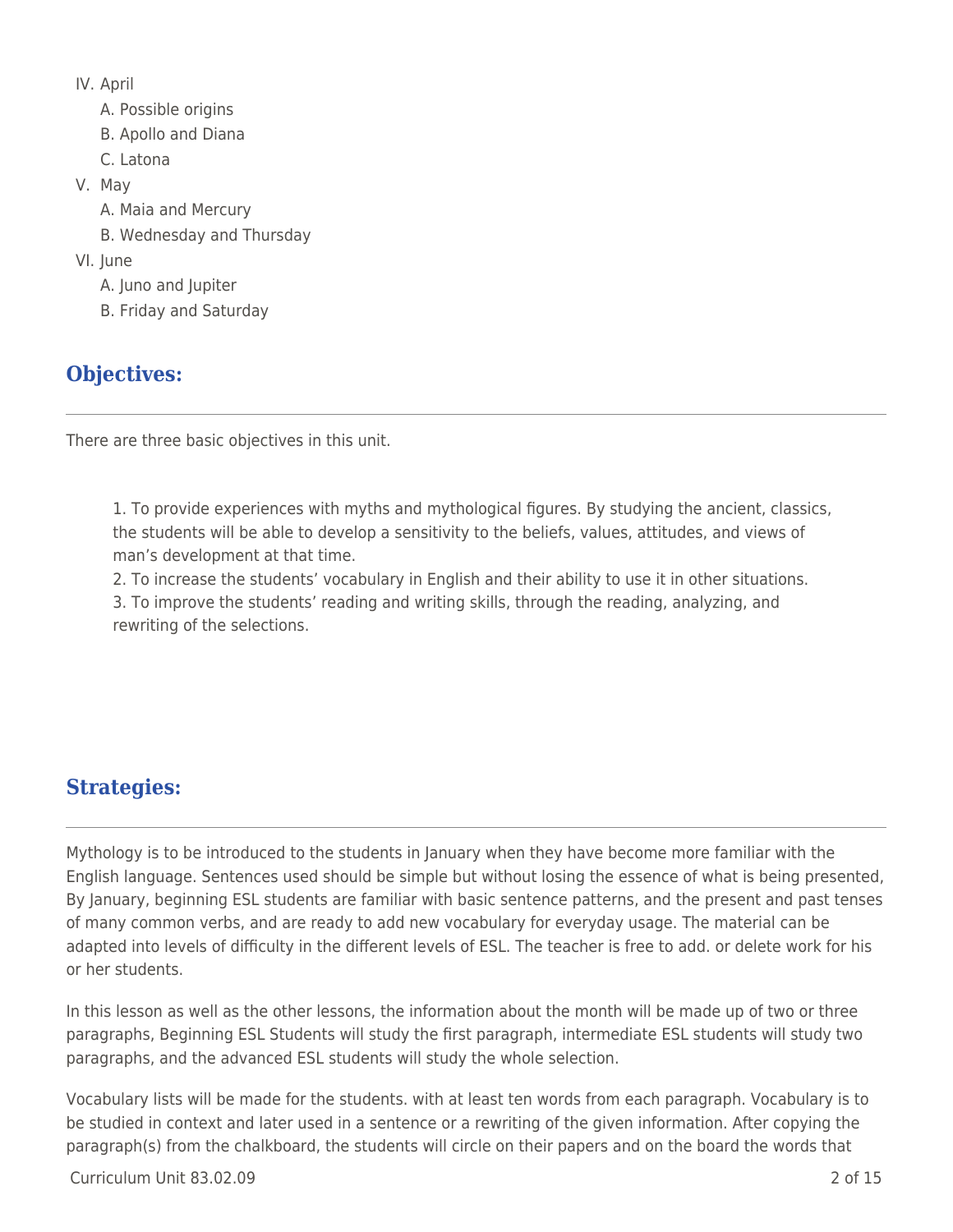IV. April
    A. Possible origins
    B. Apollo and Diana
    C. Latona
V. May
    A. Maia and Mercury
    B. Wednesday and Thursday
VI. June
    A. Juno and Jupiter
    B. Friday and Saturday

## Objectives:

There are three basic objectives in this unit.

> 1. To provide experiences with myths and mythological figures. By studying the ancient, classics, the students will be able to develop a sensitivity to the beliefs, values, attitudes, and views of man's development at that time.
> 2. To increase the students' vocabulary in English and their ability to use it in other situations.
> 3. To improve the students' reading and writing skills, through the reading, analyzing, and rewriting of the selections.

## Strategies:

Mythology is to be introduced to the students in January when they have become more familiar with the English language. Sentences used should be simple but without losing the essence of what is being presented, By January, beginning ESL students are familiar with basic sentence patterns, and the present and past tenses of many common verbs, and are ready to add new vocabulary for everyday usage. The material can be adapted into levels of difficulty in the different levels of ESL. The teacher is free to add. or delete work for his or her students.

In this lesson as well as the other lessons, the information about the month will be made up of two or three paragraphs, Beginning ESL Students will study the first paragraph, intermediate ESL students will study two paragraphs, and the advanced ESL students will study the whole selection.

Vocabulary lists will be made for the students. with at least ten words from each paragraph. Vocabulary is to be studied in context and later used in a sentence or a rewriting of the given information. After copying the paragraph(s) from the chalkboard, the students will circle on their papers and on the board the words that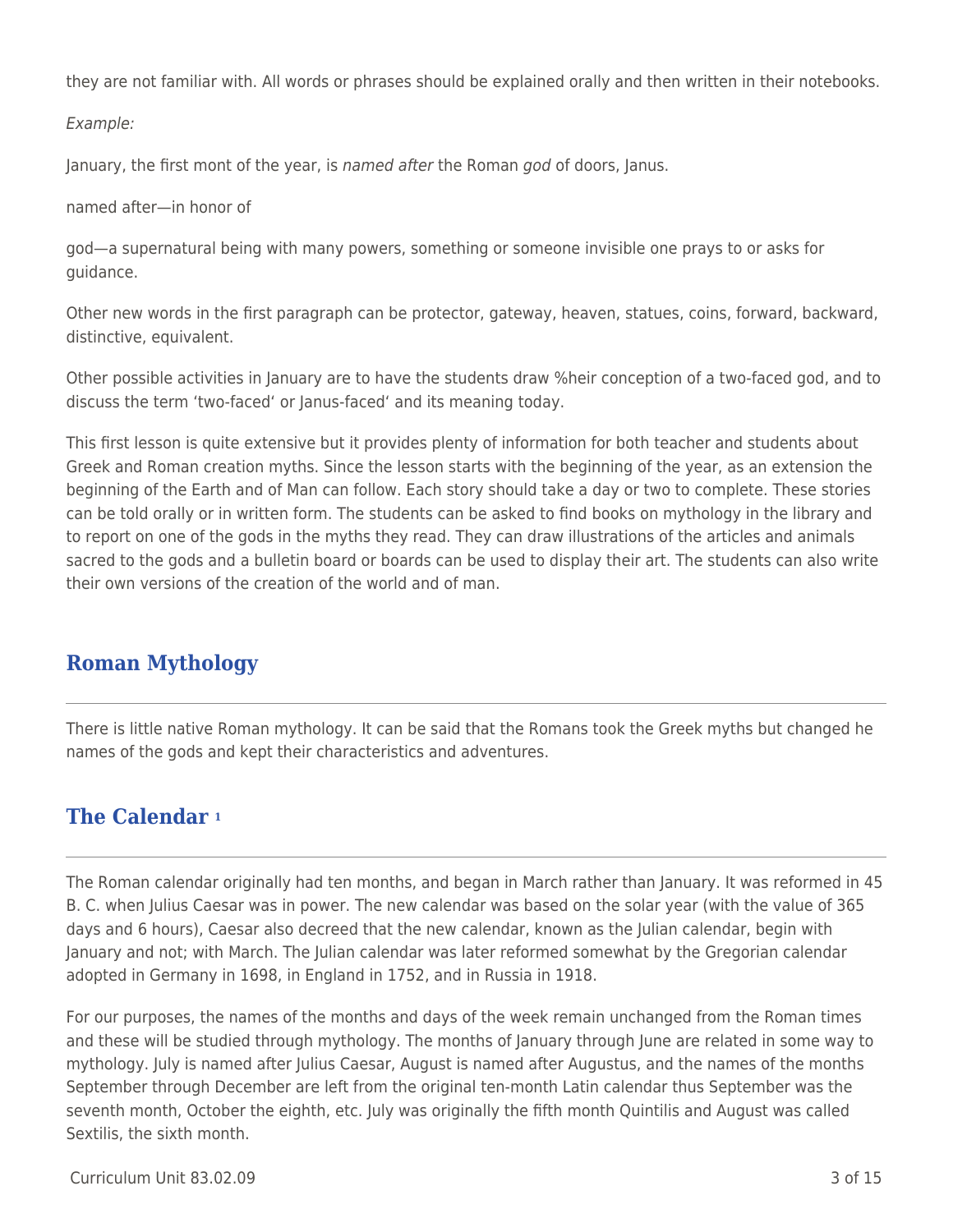they are not familiar with. All words or phrases should be explained orally and then written in their notebooks.

*Example:*

January, the first mont of the year, is *named after* the Roman *god* of doors, Janus.

named after—in honor of

god—a supernatural being with many powers, something or someone invisible one prays to or asks for guidance.

Other new words in the first paragraph can be protector, gateway, heaven, statues, coins, forward, backward, distinctive, equivalent.

Other possible activities in January are to have the students draw %heir conception of a two-faced god, and to discuss the term 'two-faced' or Janus-faced' and its meaning today.

This first lesson is quite extensive but it provides plenty of information for both teacher and students about Greek and Roman creation myths. Since the lesson starts with the beginning of the year, as an extension the beginning of the Earth and of Man can follow. Each story should take a day or two to complete. These stories can be told orally or in written form. The students can be asked to find books on mythology in the library and to report on one of the gods in the myths they read. They can draw illustrations of the articles and animals sacred to the gods and a bulletin board or boards can be used to display their art. The students can also write their own versions of the creation of the world and of man.

## Roman Mythology

There is little native Roman mythology. It can be said that the Romans took the Greek myths but changed he names of the gods and kept their characteristics and adventures.

## The Calendar [1]

The Roman calendar originally had ten months, and began in March rather than January. It was reformed in 45 B. C. when Julius Caesar was in power. The new calendar was based on the solar year (with the value of 365 days and 6 hours), Caesar also decreed that the new calendar, known as the Julian calendar, begin with January and not; with March. The Julian calendar was later reformed somewhat by the Gregorian calendar adopted in Germany in 1698, in England in 1752, and in Russia in 1918.

For our purposes, the names of the months and days of the week remain unchanged from the Roman times and these will be studied through mythology. The months of January through June are related in some way to mythology. July is named after Julius Caesar, August is named after Augustus, and the names of the months September through December are left from the original ten-month Latin calendar thus September was the seventh month, October the eighth, etc. July was originally the fifth month Quintilis and August was called Sextilis, the sixth month.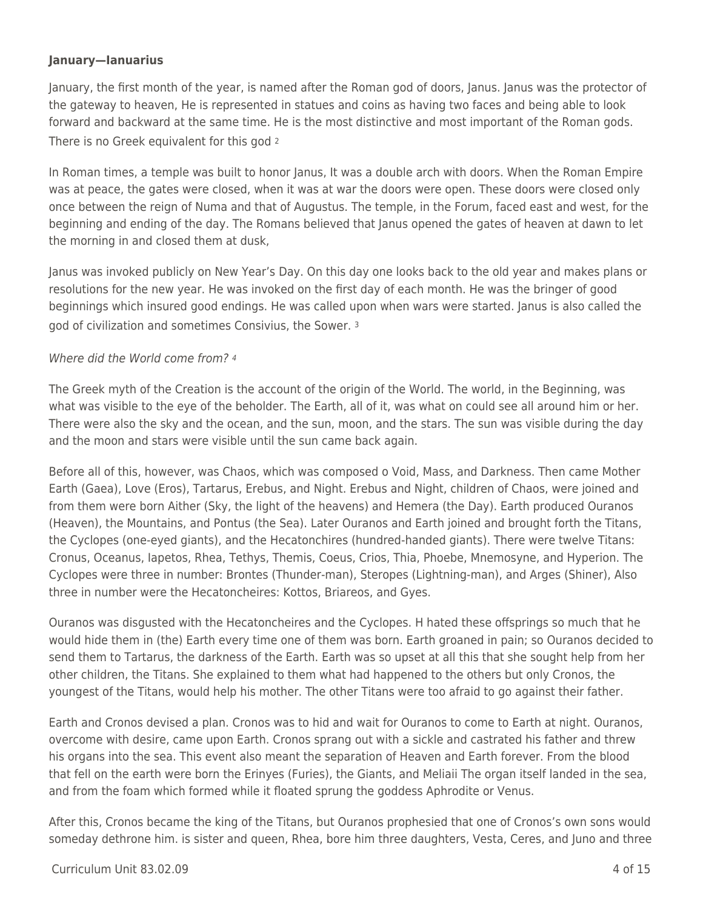**January—Ianuarius**

January, the first month of the year, is named after the Roman god of doors, Janus. Janus was the protector of the gateway to heaven, He is represented in statues and coins as having two faces and being able to look forward and backward at the same time. He is the most distinctive and most important of the Roman gods. There is no Greek equivalent for this god [2]

In Roman times, a temple was built to honor Janus, It was a double arch with doors. When the Roman Empire was at peace, the gates were closed, when it was at war the doors were open. These doors were closed only once between the reign of Numa and that of Augustus. The temple, in the Forum, faced east and west, for the beginning and ending of the day. The Romans believed that Janus opened the gates of heaven at dawn to let the morning in and closed them at dusk,

Janus was invoked publicly on New Year's Day. On this day one looks back to the old year and makes plans or resolutions for the new year. He was invoked on the first day of each month. He was the bringer of good beginnings which insured good endings. He was called upon when wars were started. Janus is also called the god of civilization and sometimes Consivius, the Sower. [3]

*Where did the World come from?* [4]

The Greek myth of the Creation is the account of the origin of the World. The world, in the Beginning, was what was visible to the eye of the beholder. The Earth, all of it, was what on could see all around him or her. There were also the sky and the ocean, and the sun, moon, and the stars. The sun was visible during the day and the moon and stars were visible until the sun came back again.

Before all of this, however, was Chaos, which was composed o Void, Mass, and Darkness. Then came Mother Earth (Gaea), Love (Eros), Tartarus, Erebus, and Night. Erebus and Night, children of Chaos, were joined and from them were born Aither (Sky, the light of the heavens) and Hemera (the Day). Earth produced Ouranos (Heaven), the Mountains, and Pontus (the Sea). Later Ouranos and Earth joined and brought forth the Titans, the Cyclopes (one-eyed giants), and the Hecatonchires (hundred-handed giants). There were twelve Titans: Cronus, Oceanus, Iapetos, Rhea, Tethys, Themis, Coeus, Crios, Thia, Phoebe, Mnemosyne, and Hyperion. The Cyclopes were three in number: Brontes (Thunder-man), Steropes (Lightning-man), and Arges (Shiner), Also three in number were the Hecatoncheires: Kottos, Briareos, and Gyes.

Ouranos was disgusted with the Hecatoncheires and the Cyclopes. H hated these offsprings so much that he would hide them in (the) Earth every time one of them was born. Earth groaned in pain; so Ouranos decided to send them to Tartarus, the darkness of the Earth. Earth was so upset at all this that she sought help from her other children, the Titans. She explained to them what had happened to the others but only Cronos, the youngest of the Titans, would help his mother. The other Titans were too afraid to go against their father.

Earth and Cronos devised a plan. Cronos was to hid and wait for Ouranos to come to Earth at night. Ouranos, overcome with desire, came upon Earth. Cronos sprang out with a sickle and castrated his father and threw his organs into the sea. This event also meant the separation of Heaven and Earth forever. From the blood that fell on the earth were born the Erinyes (Furies), the Giants, and Meliaii The organ itself landed in the sea, and from the foam which formed while it floated sprung the goddess Aphrodite or Venus.

After this, Cronos became the king of the Titans, but Ouranos prophesied that one of Cronos's own sons would someday dethrone him. is sister and queen, Rhea, bore him three daughters, Vesta, Ceres, and Juno and three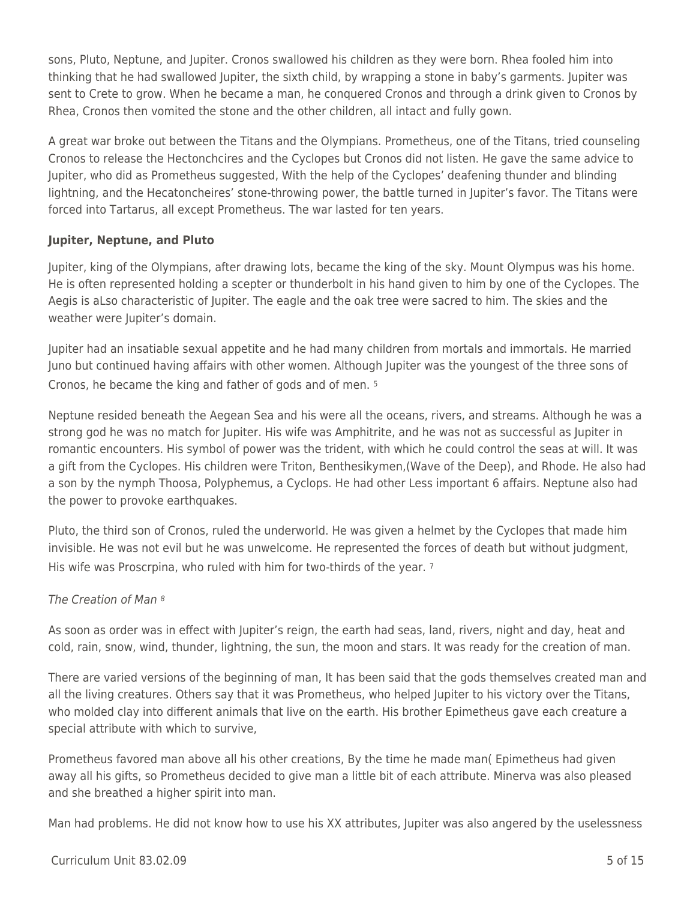sons, Pluto, Neptune, and Jupiter. Cronos swallowed his children as they were born. Rhea fooled him into thinking that he had swallowed Jupiter, the sixth child, by wrapping a stone in baby's garments. Jupiter was sent to Crete to grow. When he became a man, he conquered Cronos and through a drink given to Cronos by Rhea, Cronos then vomited the stone and the other children, all intact and fully gown.

A great war broke out between the Titans and the Olympians. Prometheus, one of the Titans, tried counseling Cronos to release the Hectonchcires and the Cyclopes but Cronos did not listen. He gave the same advice to Jupiter, who did as Prometheus suggested, With the help of the Cyclopes' deafening thunder and blinding lightning, and the Hecatoncheires' stone-throwing power, the battle turned in Jupiter's favor. The Titans were forced into Tartarus, all except Prometheus. The war lasted for ten years.

**Jupiter, Neptune, and Pluto**

Jupiter, king of the Olympians, after drawing lots, became the king of the sky. Mount Olympus was his home. He is often represented holding a scepter or thunderbolt in his hand given to him by one of the Cyclopes. The Aegis is aLso characteristic of Jupiter. The eagle and the oak tree were sacred to him. The skies and the weather were Jupiter's domain.

Jupiter had an insatiable sexual appetite and he had many children from mortals and immortals. He married Juno but continued having affairs with other women. Although Jupiter was the youngest of the three sons of Cronos, he became the king and father of gods and of men. [5]

Neptune resided beneath the Aegean Sea and his were all the oceans, rivers, and streams. Although he was a strong god he was no match for Jupiter. His wife was Amphitrite, and he was not as successful as Jupiter in romantic encounters. His symbol of power was the trident, with which he could control the seas at will. It was a gift from the Cyclopes. His children were Triton, Benthesikymen,(Wave of the Deep), and Rhode. He also had a son by the nymph Thoosa, Polyphemus, a Cyclops. He had other Less important 6 affairs. Neptune also had the power to provoke earthquakes.

Pluto, the third son of Cronos, ruled the underworld. He was given a helmet by the Cyclopes that made him invisible. He was not evil but he was unwelcome. He represented the forces of death but without judgment, His wife was Proscrpina, who ruled with him for two-thirds of the year. [7]

*The Creation of Man* [8]

As soon as order was in effect with Jupiter's reign, the earth had seas, land, rivers, night and day, heat and cold, rain, snow, wind, thunder, lightning, the sun, the moon and stars. It was ready for the creation of man.

There are varied versions of the beginning of man, It has been said that the gods themselves created man and all the living creatures. Others say that it was Prometheus, who helped Jupiter to his victory over the Titans, who molded clay into different animals that live on the earth. His brother Epimetheus gave each creature a special attribute with which to survive,

Prometheus favored man above all his other creations, By the time he made man( Epimetheus had given away all his gifts, so Prometheus decided to give man a little bit of each attribute. Minerva was also pleased and she breathed a higher spirit into man.

Man had problems. He did not know how to use his XX attributes, Jupiter was also angered by the uselessness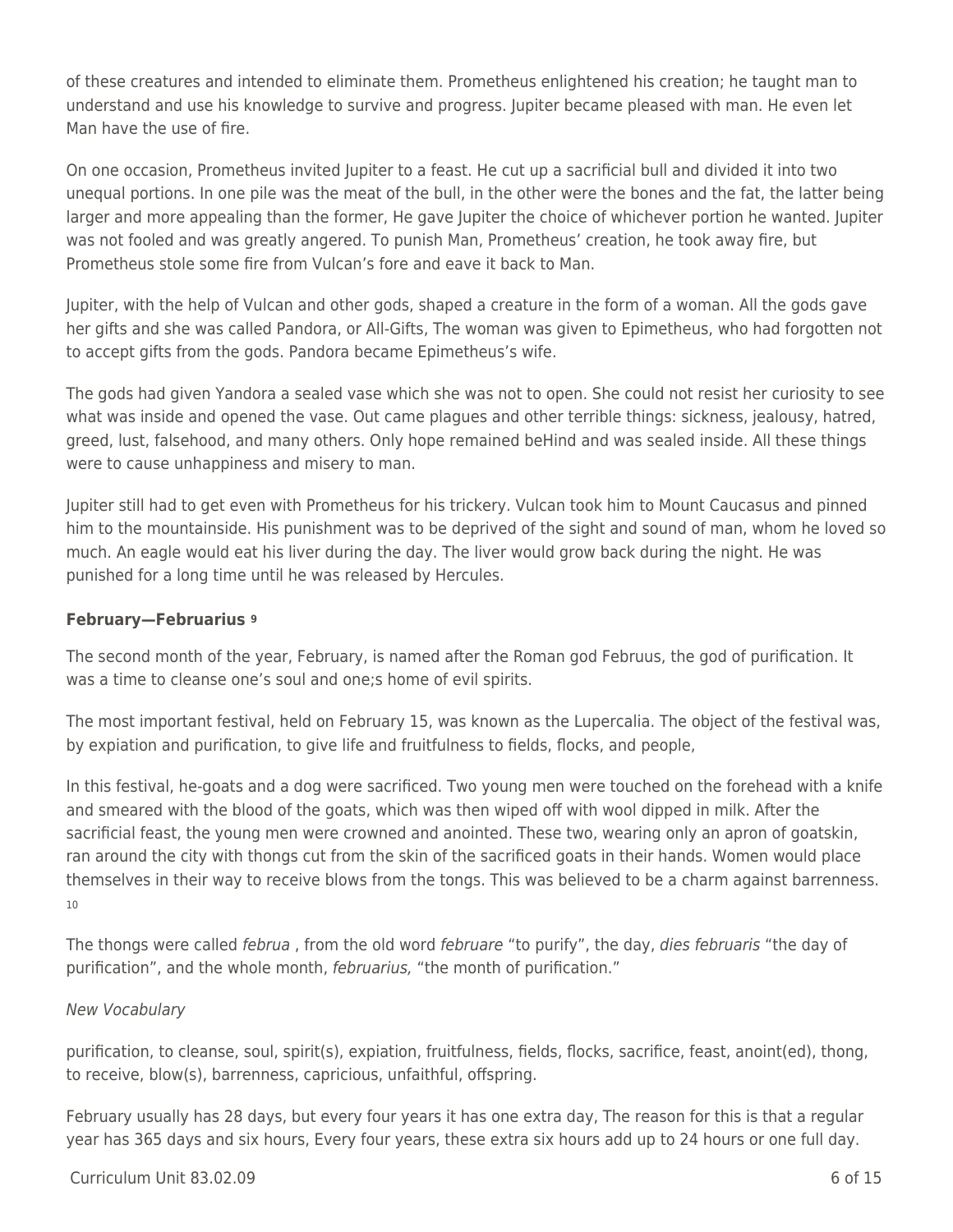of these creatures and intended to eliminate them. Prometheus enlightened his creation; he taught man to understand and use his knowledge to survive and progress. Jupiter became pleased with man. He even let Man have the use of fire.

On one occasion, Prometheus invited Jupiter to a feast. He cut up a sacrificial bull and divided it into two unequal portions. In one pile was the meat of the bull, in the other were the bones and the fat, the latter being larger and more appealing than the former, He gave Jupiter the choice of whichever portion he wanted. Jupiter was not fooled and was greatly angered. To punish Man, Prometheus' creation, he took away fire, but Prometheus stole some fire from Vulcan's fore and eave it back to Man.

Jupiter, with the help of Vulcan and other gods, shaped a creature in the form of a woman. All the gods gave her gifts and she was called Pandora, or All-Gifts, The woman was given to Epimetheus, who had forgotten not to accept gifts from the gods. Pandora became Epimetheus's wife.

The gods had given Yandora a sealed vase which she was not to open. She could not resist her curiosity to see what was inside and opened the vase. Out came plagues and other terrible things: sickness, jealousy, hatred, greed, lust, falsehood, and many others. Only hope remained beHind and was sealed inside. All these things were to cause unhappiness and misery to man.

Jupiter still had to get even with Prometheus for his trickery. Vulcan took him to Mount Caucasus and pinned him to the mountainside. His punishment was to be deprived of the sight and sound of man, whom he loved so much. An eagle would eat his liver during the day. The liver would grow back during the night. He was punished for a long time until he was released by Hercules.

**February—Februarius** [9]

The second month of the year, February, is named after the Roman god Februus, the god of purification. It was a time to cleanse one's soul and one;s home of evil spirits.

The most important festival, held on February 15, was known as the Lupercalia. The object of the festival was, by expiation and purification, to give life and fruitfulness to fields, flocks, and people,

In this festival, he-goats and a dog were sacrificed. Two young men were touched on the forehead with a knife and smeared with the blood of the goats, which was then wiped off with wool dipped in milk. After the sacrificial feast, the young men were crowned and anointed. These two, wearing only an apron of goatskin, ran around the city with thongs cut from the skin of the sacrificed goats in their hands. Women would place themselves in their way to receive blows from the tongs. This was believed to be a charm against barrenness. [10]

The thongs were called *februa* , from the old word *februare* "to purify", the day, *dies februaris* "the day of purification", and the whole month, *februarius,* "the month of purification."

*New Vocabulary*

purification, to cleanse, soul, spirit(s), expiation, fruitfulness, fields, flocks, sacrifice, feast, anoint(ed), thong, to receive, blow(s), barrenness, capricious, unfaithful, offspring.

February usually has 28 days, but every four years it has one extra day, The reason for this is that a regular year has 365 days and six hours, Every four years, these extra six hours add up to 24 hours or one full day.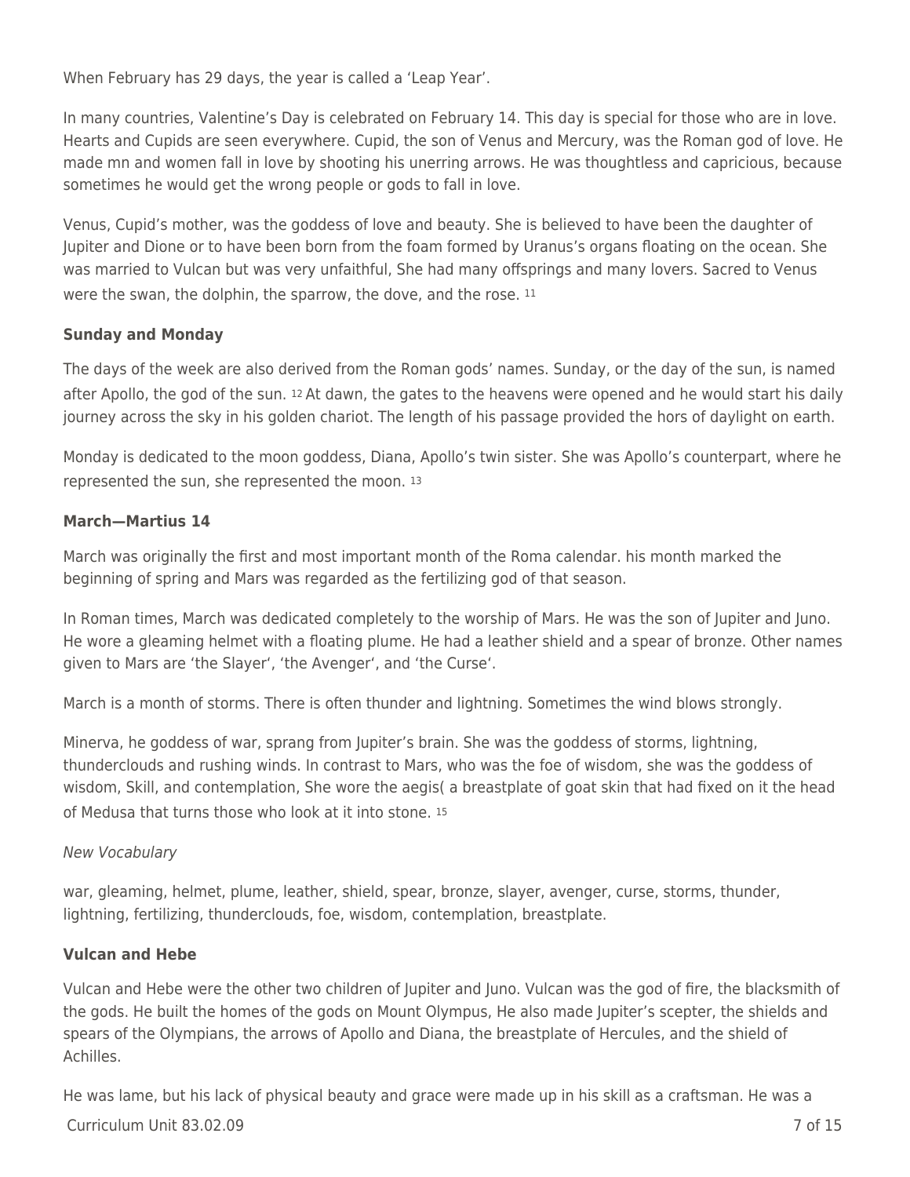When February has 29 days, the year is called a 'Leap Year'.

In many countries, Valentine's Day is celebrated on February 14. This day is special for those who are in love. Hearts and Cupids are seen everywhere. Cupid, the son of Venus and Mercury, was the Roman god of love. He made mn and women fall in love by shooting his unerring arrows. He was thoughtless and capricious, because sometimes he would get the wrong people or gods to fall in love.

Venus, Cupid's mother, was the goddess of love and beauty. She is believed to have been the daughter of Jupiter and Dione or to have been born from the foam formed by Uranus's organs floating on the ocean. She was married to Vulcan but was very unfaithful, She had many offsprings and many lovers. Sacred to Venus were the swan, the dolphin, the sparrow, the dove, and the rose. [11]

**Sunday and Monday**

The days of the week are also derived from the Roman gods' names. Sunday, or the day of the sun, is named after Apollo, the god of the sun. [12] At dawn, the gates to the heavens were opened and he would start his daily journey across the sky in his golden chariot. The length of his passage provided the hors of daylight on earth.

Monday is dedicated to the moon goddess, Diana, Apollo's twin sister. She was Apollo's counterpart, where he represented the sun, she represented the moon. [13]

**March—Martius 14**

March was originally the first and most important month of the Roma calendar. his month marked the beginning of spring and Mars was regarded as the fertilizing god of that season.

In Roman times, March was dedicated completely to the worship of Mars. He was the son of Jupiter and Juno. He wore a gleaming helmet with a floating plume. He had a leather shield and a spear of bronze. Other names given to Mars are 'the Slayer', 'the Avenger', and 'the Curse'.

March is a month of storms. There is often thunder and lightning. Sometimes the wind blows strongly.

Minerva, he goddess of war, sprang from Jupiter's brain. She was the goddess of storms, lightning, thunderclouds and rushing winds. In contrast to Mars, who was the foe of wisdom, she was the goddess of wisdom, Skill, and contemplation, She wore the aegis( a breastplate of goat skin that had fixed on it the head of Medusa that turns those who look at it into stone. [15]

*New Vocabulary*

war, gleaming, helmet, plume, leather, shield, spear, bronze, slayer, avenger, curse, storms, thunder, lightning, fertilizing, thunderclouds, foe, wisdom, contemplation, breastplate.

**Vulcan and Hebe**

Vulcan and Hebe were the other two children of Jupiter and Juno. Vulcan was the god of fire, the blacksmith of the gods. He built the homes of the gods on Mount Olympus, He also made Jupiter's scepter, the shields and spears of the Olympians, the arrows of Apollo and Diana, the breastplate of Hercules, and the shield of Achilles.

He was lame, but his lack of physical beauty and grace were made up in his skill as a craftsman. He was a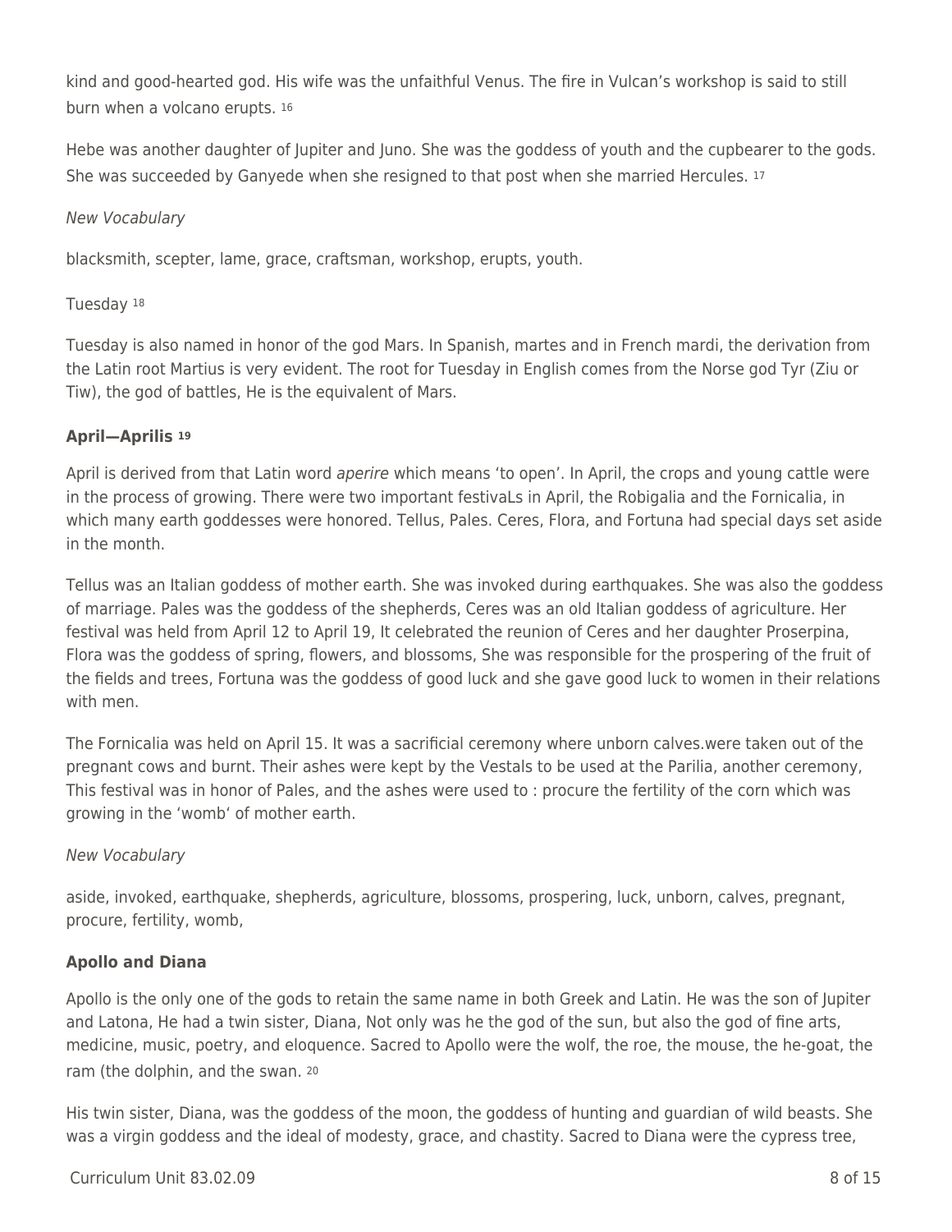kind and good-hearted god. His wife was the unfaithful Venus. The fire in Vulcan's workshop is said to still burn when a volcano erupts. [16]

Hebe was another daughter of Jupiter and Juno. She was the goddess of youth and the cupbearer to the gods. She was succeeded by Ganyede when she resigned to that post when she married Hercules. [17]

*New Vocabulary*

blacksmith, scepter, lame, grace, craftsman, workshop, erupts, youth.

Tuesday [18]

Tuesday is also named in honor of the god Mars. In Spanish, martes and in French mardi, the derivation from the Latin root Martius is very evident. The root for Tuesday in English comes from the Norse god Tyr (Ziu or Tiw), the god of battles, He is the equivalent of Mars.

**April—Aprilis [19]**

April is derived from that Latin word *aperire* which means 'to open'. In April, the crops and young cattle were in the process of growing. There were two important festivaLs in April, the Robigalia and the Fornicalia, in which many earth goddesses were honored. Tellus, Pales. Ceres, Flora, and Fortuna had special days set aside in the month.

Tellus was an Italian goddess of mother earth. She was invoked during earthquakes. She was also the goddess of marriage. Pales was the goddess of the shepherds, Ceres was an old Italian goddess of agriculture. Her festival was held from April 12 to April 19, It celebrated the reunion of Ceres and her daughter Proserpina, Flora was the goddess of spring, flowers, and blossoms, She was responsible for the prospering of the fruit of the fields and trees, Fortuna was the goddess of good luck and she gave good luck to women in their relations with men.

The Fornicalia was held on April 15. It was a sacrificial ceremony where unborn calves.were taken out of the pregnant cows and burnt. Their ashes were kept by the Vestals to be used at the Parilia, another ceremony, This festival was in honor of Pales, and the ashes were used to : procure the fertility of the corn which was growing in the 'womb' of mother earth.

*New Vocabulary*

aside, invoked, earthquake, shepherds, agriculture, blossoms, prospering, luck, unborn, calves, pregnant, procure, fertility, womb,

**Apollo and Diana**

Apollo is the only one of the gods to retain the same name in both Greek and Latin. He was the son of Jupiter and Latona, He had a twin sister, Diana, Not only was he the god of the sun, but also the god of fine arts, medicine, music, poetry, and eloquence. Sacred to Apollo were the wolf, the roe, the mouse, the he-goat, the ram (the dolphin, and the swan. [20]

His twin sister, Diana, was the goddess of the moon, the goddess of hunting and guardian of wild beasts. She was a virgin goddess and the ideal of modesty, grace, and chastity. Sacred to Diana were the cypress tree,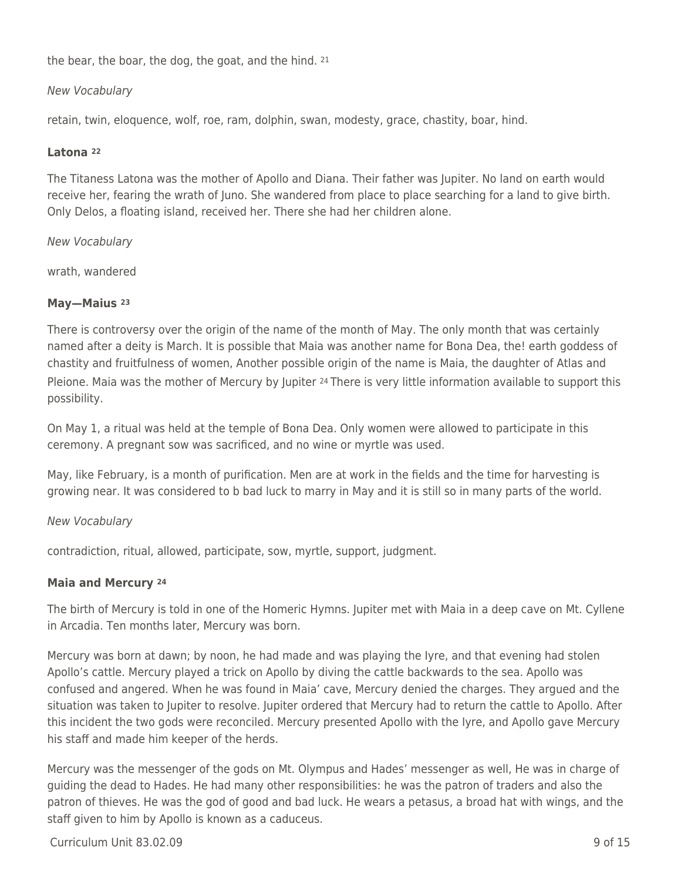the bear, the boar, the dog, the goat, and the hind. [21]

*New Vocabulary*

retain, twin, eloquence, wolf, roe, ram, dolphin, swan, modesty, grace, chastity, boar, hind.

**Latona [22]**

The Titaness Latona was the mother of Apollo and Diana. Their father was Jupiter. No land on earth would receive her, fearing the wrath of Juno. She wandered from place to place searching for a land to give birth. Only Delos, a floating island, received her. There she had her children alone.

*New Vocabulary*

wrath, wandered

**May—Maius [23]**

There is controversy over the origin of the name of the month of May. The only month that was certainly named after a deity is March. It is possible that Maia was another name for Bona Dea, the! earth goddess of chastity and fruitfulness of women, Another possible origin of the name is Maia, the daughter of Atlas and Pleione. Maia was the mother of Mercury by Jupiter [24] There is very little information available to support this possibility.

On May 1, a ritual was held at the temple of Bona Dea. Only women were allowed to participate in this ceremony. A pregnant sow was sacrificed, and no wine or myrtle was used.

May, like February, is a month of purification. Men are at work in the fields and the time for harvesting is growing near. It was considered to b bad luck to marry in May and it is still so in many parts of the world.

*New Vocabulary*

contradiction, ritual, allowed, participate, sow, myrtle, support, judgment.

**Maia and Mercury [24]**

The birth of Mercury is told in one of the Homeric Hymns. Jupiter met with Maia in a deep cave on Mt. Cyllene in Arcadia. Ten months later, Mercury was born.

Mercury was born at dawn; by noon, he had made and was playing the Iyre, and that evening had stolen Apollo's cattle. Mercury played a trick on Apollo by diving the cattle backwards to the sea. Apollo was confused and angered. When he was found in Maia' cave, Mercury denied the charges. They argued and the situation was taken to Jupiter to resolve. Jupiter ordered that Mercury had to return the cattle to Apollo. After this incident the two gods were reconciled. Mercury presented Apollo with the Iyre, and Apollo gave Mercury his staff and made him keeper of the herds.

Mercury was the messenger of the gods on Mt. Olympus and Hades' messenger as well, He was in charge of guiding the dead to Hades. He had many other responsibilities: he was the patron of traders and also the patron of thieves. He was the god of good and bad luck. He wears a petasus, a broad hat with wings, and the staff given to him by Apollo is known as a caduceus.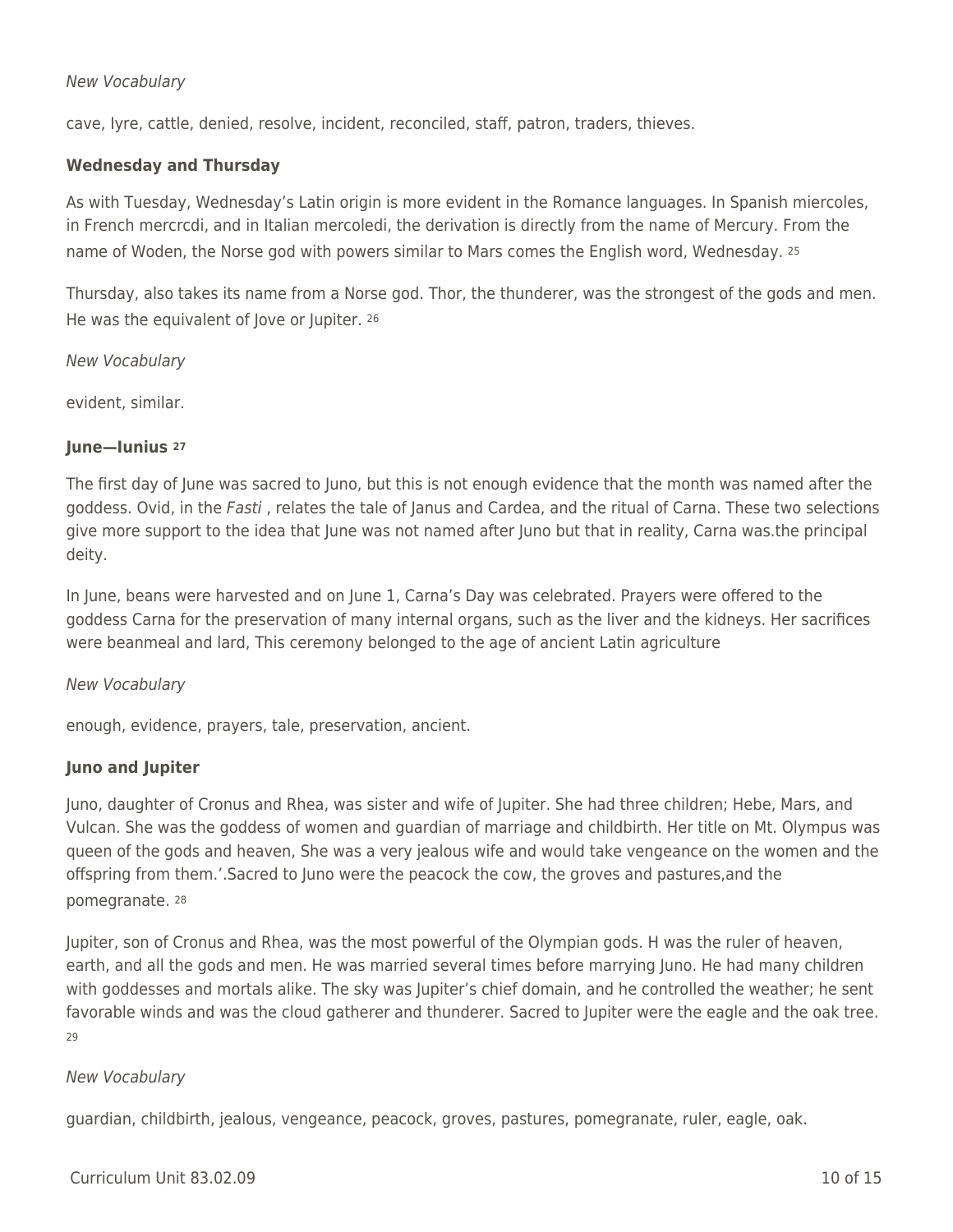*New Vocabulary*

cave, lyre, cattle, denied, resolve, incident, reconciled, staff, patron, traders, thieves.

### Wednesday and Thursday

As with Tuesday, Wednesday's Latin origin is more evident in the Romance languages. In Spanish miercoles, in French mercrcdi, and in Italian mercoledi, the derivation is directly from the name of Mercury. From the name of Woden, the Norse god with powers similar to Mars comes the English word, Wednesday. [25]

Thursday, also takes its name from a Norse god. Thor, the thunderer, was the strongest of the gods and men. He was the equivalent of Jove or Jupiter. [26]

*New Vocabulary*

evident, similar.

### June—Iunius [27]

The first day of June was sacred to Juno, but this is not enough evidence that the month was named after the goddess. Ovid, in the *Fasti* , relates the tale of Janus and Cardea, and the ritual of Carna. These two selections give more support to the idea that June was not named after Juno but that in reality, Carna was.the principal deity.

In June, beans were harvested and on June 1, Carna's Day was celebrated. Prayers were offered to the goddess Carna for the preservation of many internal organs, such as the liver and the kidneys. Her sacrifices were beanmeal and lard, This ceremony belonged to the age of ancient Latin agriculture

*New Vocabulary*

enough, evidence, prayers, tale, preservation, ancient.

### Juno and Jupiter

Juno, daughter of Cronus and Rhea, was sister and wife of Jupiter. She had three children; Hebe, Mars, and Vulcan. She was the goddess of women and guardian of marriage and childbirth. Her title on Mt. Olympus was queen of the gods and heaven, She was a very jealous wife and would take vengeance on the women and the offspring from them.'.Sacred to Juno were the peacock the cow, the groves and pastures,and the pomegranate. [28]

Jupiter, son of Cronus and Rhea, was the most powerful of the Olympian gods. H was the ruler of heaven, earth, and all the gods and men. He was married several times before marrying Juno. He had many children with goddesses and mortals alike. The sky was Jupiter's chief domain, and he controlled the weather; he sent favorable winds and was the cloud gatherer and thunderer. Sacred to Jupiter were the eagle and the oak tree. [29]

*New Vocabulary*

guardian, childbirth, jealous, vengeance, peacock, groves, pastures, pomegranate, ruler, eagle, oak.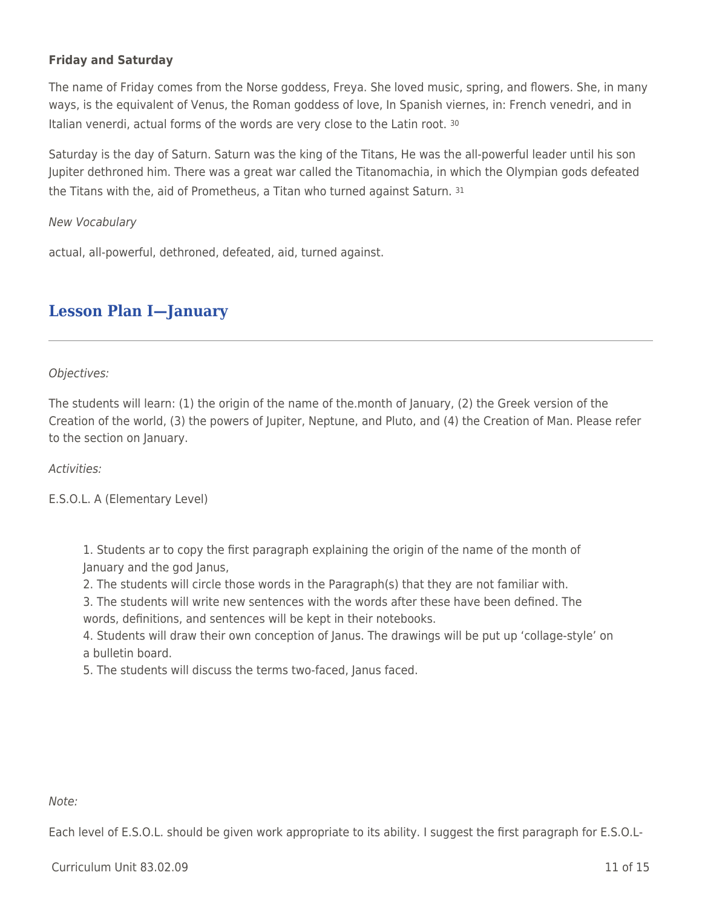**Friday and Saturday**

The name of Friday comes from the Norse goddess, Freya. She loved music, spring, and flowers. She, in many ways, is the equivalent of Venus, the Roman goddess of love, In Spanish viernes, in: French venedri, and in Italian venerdi, actual forms of the words are very close to the Latin root. [30]

Saturday is the day of Saturn. Saturn was the king of the Titans, He was the all-powerful leader until his son Jupiter dethroned him. There was a great war called the Titanomachia, in which the Olympian gods defeated the Titans with the, aid of Prometheus, a Titan who turned against Saturn. [31]

*New Vocabulary*

actual, all-powerful, dethroned, defeated, aid, turned against.

## Lesson Plan I—January

*Objectives:*

The students will learn: (1) the origin of the name of the.month of January, (2) the Greek version of the Creation of the world, (3) the powers of Jupiter, Neptune, and Pluto, and (4) the Creation of Man. Please refer to the section on January.

*Activities:*

E.S.O.L. A (Elementary Level)

1. Students ar to copy the first paragraph explaining the origin of the name of the month of January and the god Janus,
2. The students will circle those words in the Paragraph(s) that they are not familiar with.
3. The students will write new sentences with the words after these have been defined. The words, definitions, and sentences will be kept in their notebooks.
4. Students will draw their own conception of Janus. The drawings will be put up 'collage-style' on a bulletin board.
5. The students will discuss the terms two-faced, Janus faced.

*Note:*

Each level of E.S.O.L. should be given work appropriate to its ability. I suggest the first paragraph for E.S.O.L-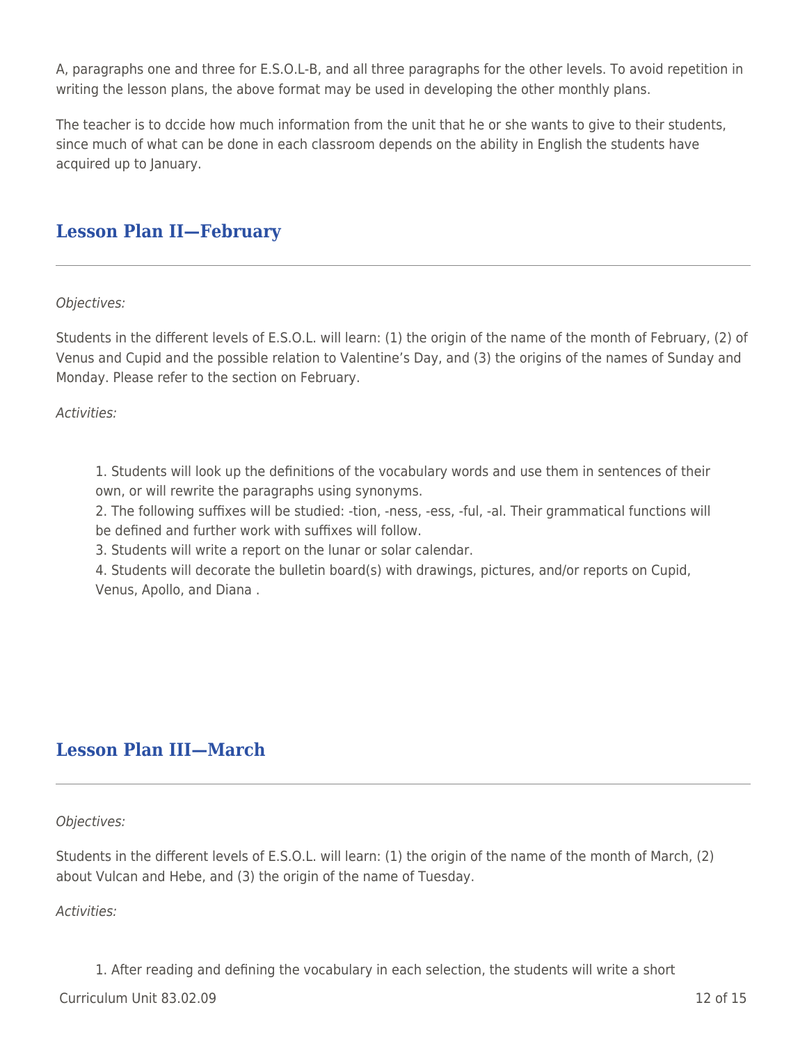A, paragraphs one and three for E.S.O.L-B, and all three paragraphs for the other levels. To avoid repetition in writing the lesson plans, the above format may be used in developing the other monthly plans.

The teacher is to dccide how much information from the unit that he or she wants to give to their students, since much of what can be done in each classroom depends on the ability in English the students have acquired up to January.

## Lesson Plan II—February

*Objectives:*

Students in the different levels of E.S.O.L. will learn: (1) the origin of the name of the month of February, (2) of Venus and Cupid and the possible relation to Valentine's Day, and (3) the origins of the names of Sunday and Monday. Please refer to the section on February.

*Activities:*

1. Students will look up the definitions of the vocabulary words and use them in sentences of their own, or will rewrite the paragraphs using synonyms.
2. The following suffixes will be studied: -tion, -ness, -ess, -ful, -al. Their grammatical functions will be defined and further work with suffixes will follow.
3. Students will write a report on the lunar or solar calendar.
4. Students will decorate the bulletin board(s) with drawings, pictures, and/or reports on Cupid, Venus, Apollo, and Diana .

## Lesson Plan III—March

*Objectives:*

Students in the different levels of E.S.O.L. will learn: (1) the origin of the name of the month of March, (2) about Vulcan and Hebe, and (3) the origin of the name of Tuesday.

*Activities:*

1. After reading and defining the vocabulary in each selection, the students will write a short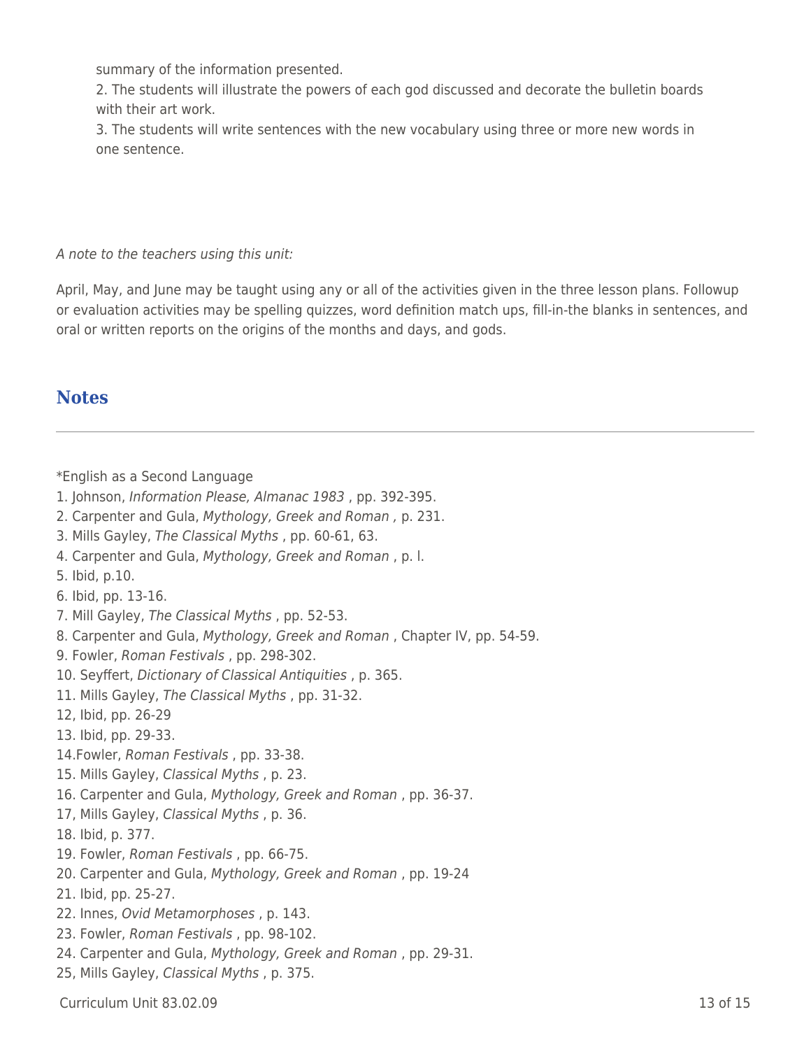summary of the information presented.

2. The students will illustrate the powers of each god discussed and decorate the bulletin boards with their art work.

3. The students will write sentences with the new vocabulary using three or more new words in one sentence.

*A note to the teachers using this unit:*

April, May, and June may be taught using any or all of the activities given in the three lesson plans. Followup or evaluation activities may be spelling quizzes, word definition match ups, fill-in-the blanks in sentences, and oral or written reports on the origins of the months and days, and gods.

## Notes

*English as a Second Language

1. Johnson, *Information Please, Almanac 1983* , pp. 392-395.
2. Carpenter and Gula, *Mythology, Greek and Roman ,* p. 231.
3. Mills Gayley, *The Classical Myths* , pp. 60-61, 63.
4. Carpenter and Gula, *Mythology, Greek and Roman* , p. l.
5. Ibid, p.10.
6. Ibid, pp. 13-16.
7. Mill Gayley, *The Classical Myths* , pp. 52-53.
8. Carpenter and Gula, *Mythology, Greek and Roman* , Chapter IV, pp. 54-59.
9. Fowler, *Roman Festivals* , pp. 298-302.
10. Seyffert, *Dictionary of Classical Antiquities* , p. 365.
11. Mills Gayley, *The Classical Myths* , pp. 31-32.
12, Ibid, pp. 26-29
13. Ibid, pp. 29-33.
14.Fowler, *Roman Festivals* , pp. 33-38.
15. Mills Gayley, *Classical Myths* , p. 23.
16. Carpenter and Gula, *Mythology, Greek and Roman* , pp. 36-37.
17, Mills Gayley, *Classical Myths* , p. 36.
18. Ibid, p. 377.
19. Fowler, *Roman Festivals* , pp. 66-75.
20. Carpenter and Gula, *Mythology, Greek and Roman* , pp. 19-24
21. Ibid, pp. 25-27.
22. Innes, *Ovid Metamorphoses* , p. 143.
23. Fowler, *Roman Festivals* , pp. 98-102.
24. Carpenter and Gula, *Mythology, Greek and Roman* , pp. 29-31.
25, Mills Gayley, *Classical Myths* , p. 375.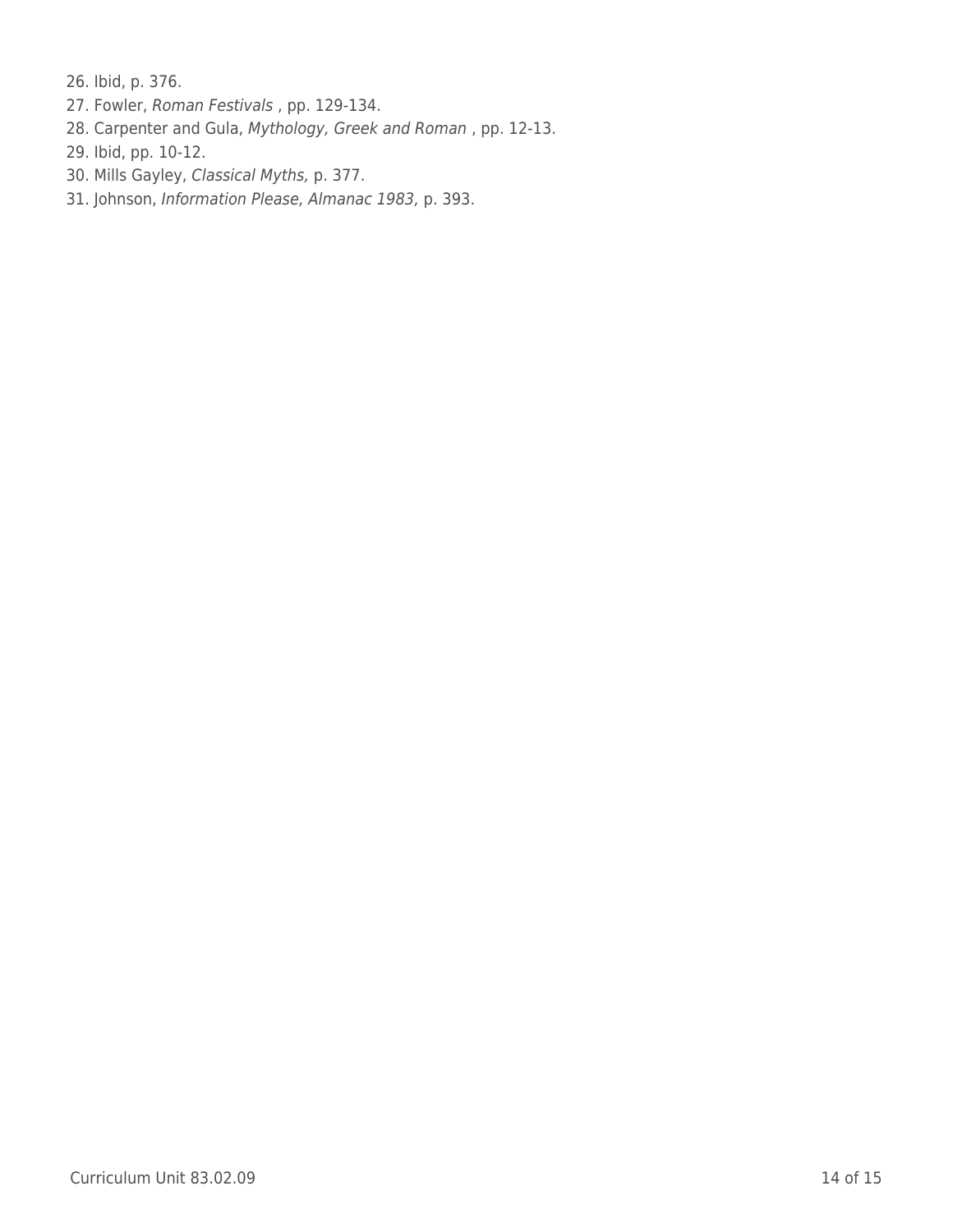26. Ibid, p. 376.
27. Fowler, *Roman Festivals* , pp. 129-134.
28. Carpenter and Gula, *Mythology, Greek and Roman* , pp. 12-13.
29. Ibid, pp. 10-12.
30. Mills Gayley, *Classical Myths,* p. 377.
31. Johnson, *Information Please, Almanac 1983,* p. 393.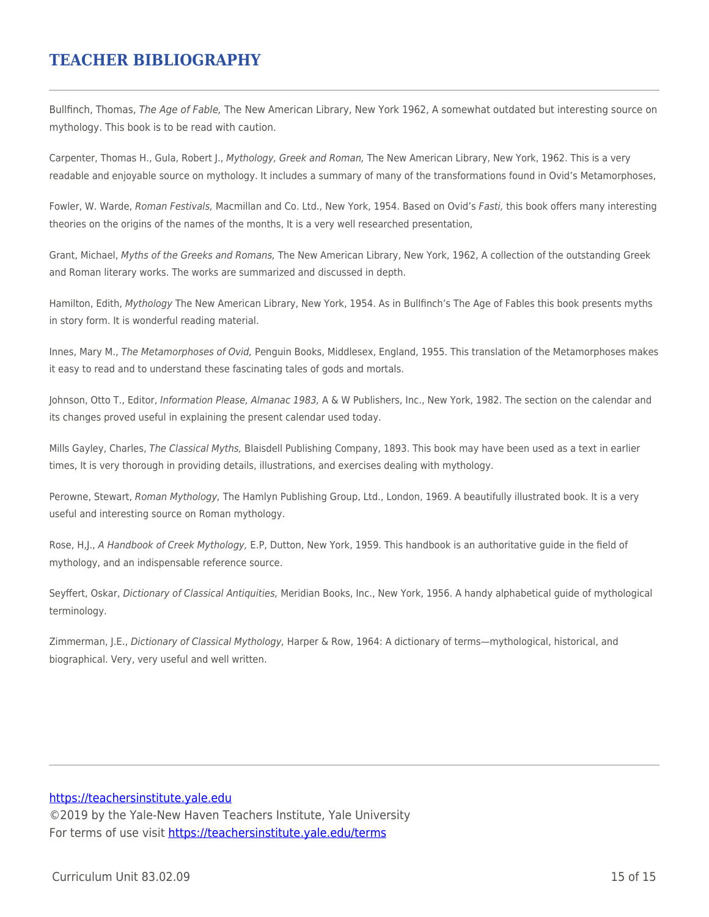# TEACHER BIBLIOGRAPHY

Bullfinch, Thomas, *The Age of Fable,* The New American Library, New York 1962, A somewhat outdated but interesting source on mythology. This book is to be read with caution.

Carpenter, Thomas H., Gula, Robert J., *Mythology, Greek and Roman,* The New American Library, New York, 1962. This is a very readable and enjoyable source on mythology. It includes a summary of many of the transformations found in Ovid's Metamorphoses,

Fowler, W. Warde, *Roman Festivals,* Macmillan and Co. Ltd., New York, 1954. Based on Ovid's *Fasti,* this book offers many interesting theories on the origins of the names of the months, It is a very well researched presentation,

Grant, Michael, *Myths of the Greeks and Romans,* The New American Library, New York, 1962, A collection of the outstanding Greek and Roman literary works. The works are summarized and discussed in depth.

Hamilton, Edith, *Mythology* The New American Library, New York, 1954. As in Bullfinch's The Age of Fables this book presents myths in story form. It is wonderful reading material.

Innes, Mary M., *The Metamorphoses of Ovid,* Penguin Books, Middlesex, England, 1955. This translation of the Metamorphoses makes it easy to read and to understand these fascinating tales of gods and mortals.

Johnson, Otto T., Editor, *Information Please, Almanac 1983,* A & W Publishers, Inc., New York, 1982. The section on the calendar and its changes proved useful in explaining the present calendar used today.

Mills Gayley, Charles, *The Classical Myths,* Blaisdell Publishing Company, 1893. This book may have been used as a text in earlier times, It is very thorough in providing details, illustrations, and exercises dealing with mythology.

Perowne, Stewart, *Roman Mythology,* The Hamlyn Publishing Group, Ltd., London, 1969. A beautifully illustrated book. It is a very useful and interesting source on Roman mythology.

Rose, H,J., *A Handbook of Creek Mythology,* E.P, Dutton, New York, 1959. This handbook is an authoritative guide in the field of mythology, and an indispensable reference source.

Seyffert, Oskar, *Dictionary of Classical Antiquities,* Meridian Books, Inc., New York, 1956. A handy alphabetical guide of mythological terminology.

Zimmerman, J.E., *Dictionary of Classical Mythology,* Harper & Row, 1964: A dictionary of terms—mythological, historical, and biographical. Very, very useful and well written.

https://teachersinstitute.yale.edu
©2019 by the Yale-New Haven Teachers Institute, Yale University
For terms of use visit https://teachersinstitute.yale.edu/terms